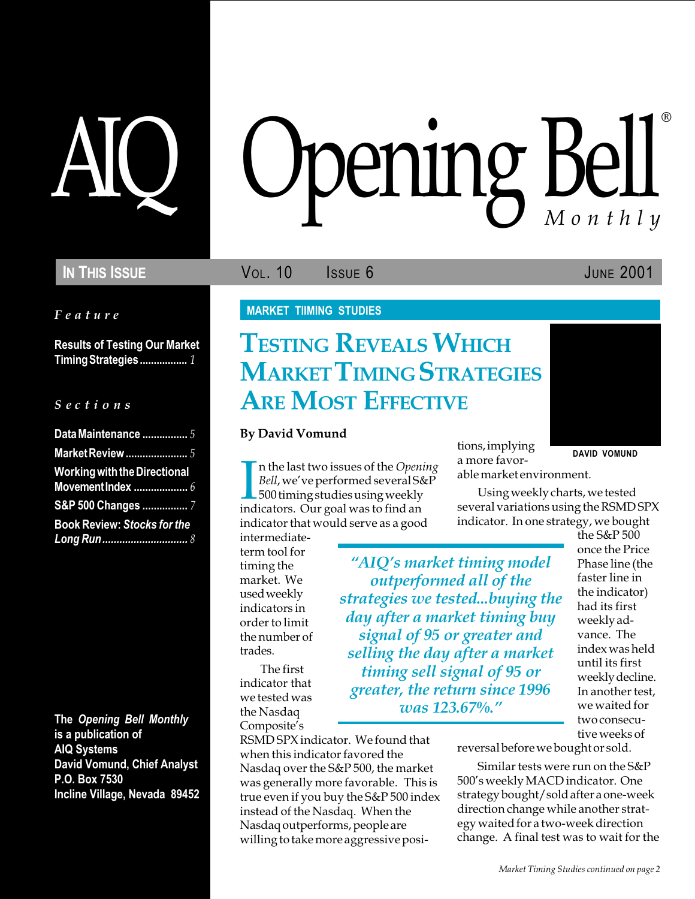# AIQ Opening Bell® Monthly

**In This Issue** — Vol. 10 Issue 6 — June 2001

*Feature*

**Results of Testing Our Market Timing Strategies** ................. 1

*Sections*

**Data Maintenance** ................ 5
**Market Review** ...................... 5
**Working with the Directional Movement Index** ................... 6
**S&P 500 Changes** ................ 7
**Book Review: *Stocks for the Long Run*** .............................. 8

**The *Opening Bell Monthly* is a publication of AIQ Systems**
**David Vomund, Chief Analyst**
**P.O. Box 7530**
**Incline Village, Nevada 89452**

MARKET TIIMING STUDIES

## Testing Reveals Which Market Timing Strategies Are Most Effective

**By David Vomund**

DAVID VOMUND

In the last two issues of the *Opening Bell*, we've performed several S&P 500 timing studies using weekly indicators. Our goal was to find an indicator that would serve as a good intermediate-term tool for timing the market. We used weekly indicators in order to limit the number of trades.

The first indicator that we tested was the Nasdaq Composite's RSMD SPX indicator. We found that when this indicator favored the Nasdaq over the S&P 500, the market was generally more favorable. This is true even if you buy the S&P 500 index instead of the Nasdaq. When the Nasdaq outperforms, people are willing to take more aggressive positions, implying a more favorable market environment.

> *"AIQ's market timing model outperformed all of the strategies we tested...buying the day after a market timing buy signal of 95 or greater and selling the day after a market timing sell signal of 95 or greater, the return since 1996 was 123.67%."*

Using weekly charts, we tested several variations using the RSMD SPX indicator. In one strategy, we bought the S&P 500 once the Price Phase line (the faster line in the indicator) had its first weekly advance. The index was held until its first weekly decline. In another test, we waited for two consecutive weeks of reversal before we bought or sold.

Similar tests were run on the S&P 500's weekly MACD indicator. One strategy bought/sold after a one-week direction change while another strategy waited for a two-week direction change. A final test was to wait for the

*Market Timing Studies continued on page 2*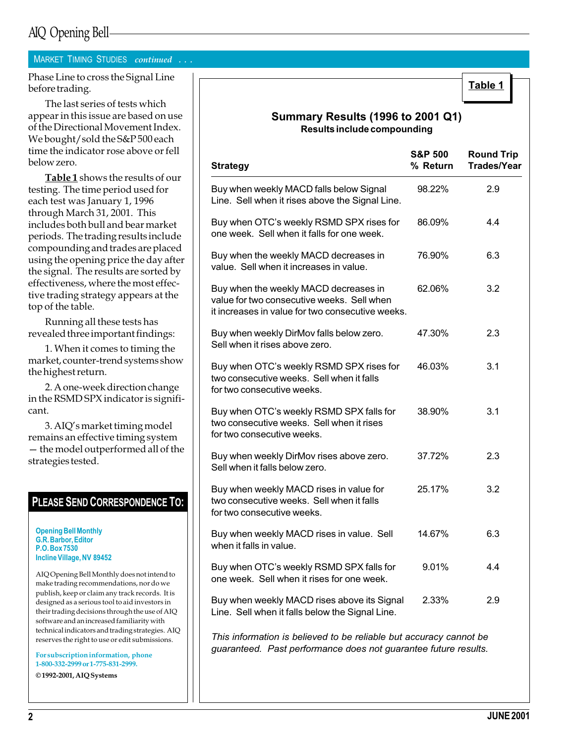## Market Timing Studies *continued . . .*

Phase Line to cross the Signal Line before trading.

The last series of tests which appear in this issue are based on use of the Directional Movement Index. We bought/sold the S&P 500 each time the indicator rose above or fell below zero.

**Table 1** shows the results of our testing. The time period used for each test was January 1, 1996 through March 31, 2001. This includes both bull and bear market periods. The trading results include compounding and trades are placed using the opening price the day after the signal. The results are sorted by effectiveness, where the most effective trading strategy appears at the top of the table.

Running all these tests has revealed three important findings:

1. When it comes to timing the market, counter-trend systems show the highest return.

2. A one-week direction change in the RSMD SPX indicator is significant.

3. AIQ's market timing model remains an effective timing system — the model outperformed all of the strategies tested.

**Table 1**

### Summary Results (1996 to 2001 Q1)

**Results include compounding**

| Strategy | S&P 500 % Return | Round Trip Trades/Year |
|---|---|---|
| Buy when weekly MACD falls below Signal Line. Sell when it rises above the Signal Line. | 98.22% | 2.9 |
| Buy when OTC's weekly RSMD SPX rises for one week. Sell when it falls for one week. | 86.09% | 4.4 |
| Buy when the weekly MACD decreases in value. Sell when it increases in value. | 76.90% | 6.3 |
| Buy when the weekly MACD decreases in value for two consecutive weeks. Sell when it increases in value for two consecutive weeks. | 62.06% | 3.2 |
| Buy when weekly DirMov falls below zero. Sell when it rises above zero. | 47.30% | 2.3 |
| Buy when OTC's weekly RSMD SPX rises for two consecutive weeks. Sell when it falls for two consecutive weeks. | 46.03% | 3.1 |
| Buy when OTC's weekly RSMD SPX falls for two consecutive weeks. Sell when it rises for two consecutive weeks. | 38.90% | 3.1 |
| Buy when weekly DirMov rises above zero. Sell when it falls below zero. | 37.72% | 2.3 |
| Buy when weekly MACD rises in value for two consecutive weeks. Sell when it falls for two consecutive weeks. | 25.17% | 3.2 |
| Buy when weekly MACD rises in value. Sell when it falls in value. | 14.67% | 6.3 |
| Buy when OTC's weekly RSMD SPX falls for one week. Sell when it rises for one week. | 9.01% | 4.4 |
| Buy when weekly MACD rises above its Signal Line. Sell when it falls below the Signal Line. | 2.33% | 2.9 |

*This information is believed to be reliable but accuracy cannot be guaranteed. Past performance does not guarantee future results.*

### Please Send Correspondence To:

**Opening Bell Monthly**
**G.R. Barbor, Editor**
**P.O. Box 7530**
**Incline Village, NV 89452**

AIQ Opening Bell Monthly does not intend to make trading recommendations, nor do we publish, keep or claim any track records. It is designed as a serious tool to aid investors in their trading decisions through the use of AIQ software and an increased familiarity with technical indicators and trading strategies. AIQ reserves the right to use or edit submissions.

For subscription information, phone 1-800-332-2999 or 1-775-831-2999.

©1992-2001, AIQ Systems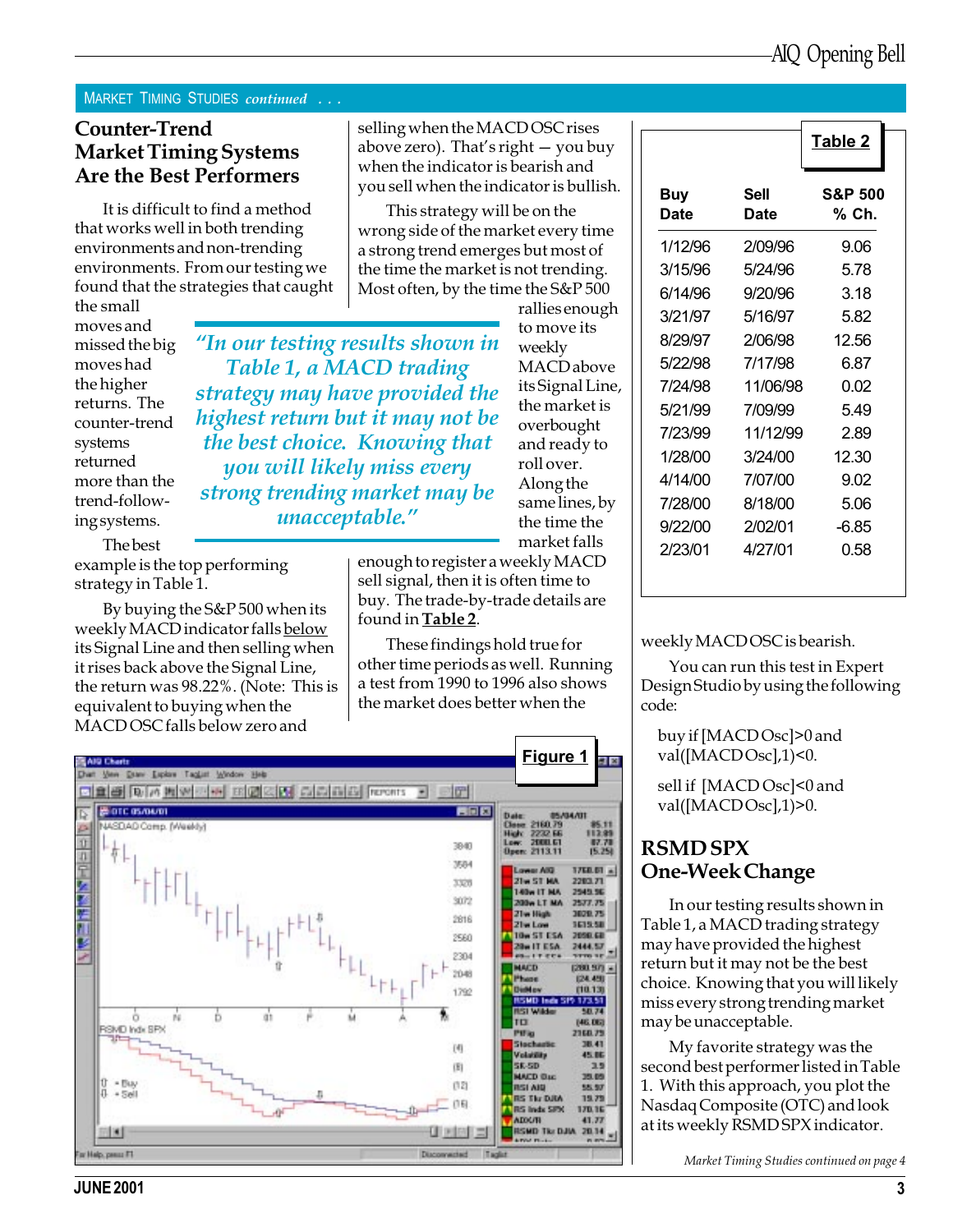MARKET TIMING STUDIES *continued . . .*

## Counter-Trend Market Timing Systems Are the Best Performers

It is difficult to find a method that works well in both trending environments and non-trending environments. From our testing we found that the strategies that caught the small moves and missed the big moves had the higher returns. The counter-trend systems returned more than the trend-following systems.

The best example is the top performing strategy in Table 1.

By buying the S&P 500 when its weekly MACD indicator falls below its Signal Line and then selling when it rises back above the Signal Line, the return was 98.22%. (Note: This is equivalent to buying when the MACD OSC falls below zero and selling when the MACD OSC rises above zero). That's right — you buy when the indicator is bearish and you sell when the indicator is bullish.

This strategy will be on the wrong side of the market every time a strong trend emerges but most of the time the market is not trending. Most often, by the time the S&P 500 rallies enough to move its weekly MACD above its Signal Line, the market is overbought and ready to roll over. Along the same lines, by the time the market falls enough to register a weekly MACD sell signal, then it is often time to buy. The trade-by-trade details are found in **Table 2**.

*"In our testing results shown in Table 1, a MACD trading strategy may have provided the highest return but it may not be the best choice. Knowing that you will likely miss every strong trending market may be unacceptable."*

These findings hold true for other time periods as well. Running a test from 1990 to 1996 also shows the market does better when the weekly MACD OSC is bearish.

You can run this test in Expert Design Studio by using the following code:

```
buy if [MACD Osc]>0 and
val([MACD Osc],1)<0.

sell if [MACD Osc]<0 and
val([MACD Osc],1)>0.
```

**Table 2**

| Buy Date | Sell Date | S&P 500 % Ch. |
|---|---|---|
| 1/12/96 | 2/09/96 | 9.06 |
| 3/15/96 | 5/24/96 | 5.78 |
| 6/14/96 | 9/20/96 | 3.18 |
| 3/21/97 | 5/16/97 | 5.82 |
| 8/29/97 | 2/06/98 | 12.56 |
| 5/22/98 | 7/17/98 | 6.87 |
| 7/24/98 | 11/06/98 | 0.02 |
| 5/21/99 | 7/09/99 | 5.49 |
| 7/23/99 | 11/12/99 | 2.89 |
| 1/28/00 | 3/24/00 | 12.30 |
| 4/14/00 | 7/07/00 | 9.02 |
| 7/28/00 | 8/18/00 | 5.06 |
| 9/22/00 | 2/02/01 | -6.85 |
| 2/23/01 | 4/27/01 | 0.58 |

**Figure 1**

## RSMD SPX One-Week Change

In our testing results shown in Table 1, a MACD trading strategy may have provided the highest return but it may not be the best choice. Knowing that you will likely miss every strong trending market may be unacceptable.

My favorite strategy was the second best performer listed in Table 1. With this approach, you plot the Nasdaq Composite (OTC) and look at its weekly RSMD SPX indicator.

*Market Timing Studies continued on page 4*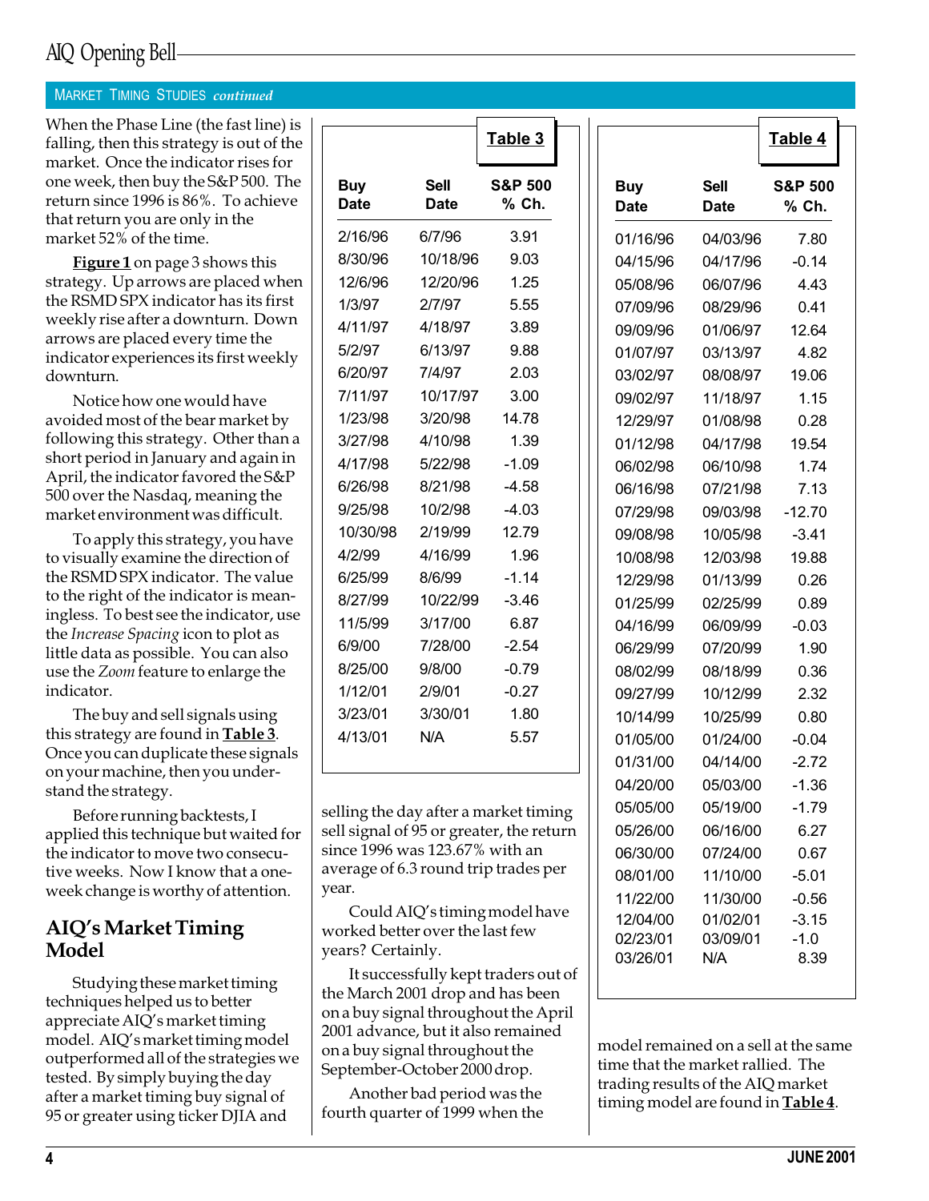## MARKET TIMING STUDIES *continued*

When the Phase Line (the fast line) is falling, then this strategy is out of the market. Once the indicator rises for one week, then buy the S&P 500. The return since 1996 is 86%. To achieve that return you are only in the market 52% of the time.

**Figure 1** on page 3 shows this strategy. Up arrows are placed when the RSMD SPX indicator has its first weekly rise after a downturn. Down arrows are placed every time the indicator experiences its first weekly downturn.

Notice how one would have avoided most of the bear market by following this strategy. Other than a short period in January and again in April, the indicator favored the S&P 500 over the Nasdaq, meaning the market environment was difficult.

To apply this strategy, you have to visually examine the direction of the RSMD SPX indicator. The value to the right of the indicator is meaningless. To best see the indicator, use the *Increase Spacing* icon to plot as little data as possible. You can also use the *Zoom* feature to enlarge the indicator.

The buy and sell signals using this strategy are found in **Table 3**. Once you can duplicate these signals on your machine, then you understand the strategy.

Before running backtests, I applied this technique but waited for the indicator to move two consecutive weeks. Now I know that a one-week change is worthy of attention.

**Table 3**

| Buy Date | Sell Date | S&P 500 % Ch. |
|---|---|---|
| 2/16/96 | 6/7/96 | 3.91 |
| 8/30/96 | 10/18/96 | 9.03 |
| 12/6/96 | 12/20/96 | 1.25 |
| 1/3/97 | 2/7/97 | 5.55 |
| 4/11/97 | 4/18/97 | 3.89 |
| 5/2/97 | 6/13/97 | 9.88 |
| 6/20/97 | 7/4/97 | 2.03 |
| 7/11/97 | 10/17/97 | 3.00 |
| 1/23/98 | 3/20/98 | 14.78 |
| 3/27/98 | 4/10/98 | 1.39 |
| 4/17/98 | 5/22/98 | -1.09 |
| 6/26/98 | 8/21/98 | -4.58 |
| 9/25/98 | 10/2/98 | -4.03 |
| 10/30/98 | 2/19/99 | 12.79 |
| 4/2/99 | 4/16/99 | 1.96 |
| 6/25/99 | 8/6/99 | -1.14 |
| 8/27/99 | 10/22/99 | -3.46 |
| 11/5/99 | 3/17/00 | 6.87 |
| 6/9/00 | 7/28/00 | -2.54 |
| 8/25/00 | 9/8/00 | -0.79 |
| 1/12/01 | 2/9/01 | -0.27 |
| 3/23/01 | 3/30/01 | 1.80 |
| 4/13/01 | N/A | 5.57 |

## AIQ's Market Timing Model

Studying these market timing techniques helped us to better appreciate AIQ's market timing model. AIQ's market timing model outperformed all of the strategies we tested. By simply buying the day after a market timing buy signal of 95 or greater using ticker DJIA and selling the day after a market timing sell signal of 95 or greater, the return since 1996 was 123.67% with an average of 6.3 round trip trades per year.

Could AIQ's timing model have worked better over the last few years? Certainly.

It successfully kept traders out of the March 2001 drop and has been on a buy signal throughout the April 2001 advance, but it also remained on a buy signal throughout the September-October 2000 drop.

Another bad period was the fourth quarter of 1999 when the model remained on a sell at the same time that the market rallied. The trading results of the AIQ market timing model are found in **Table 4**.

**Table 4**

| Buy Date | Sell Date | S&P 500 % Ch. |
|---|---|---|
| 01/16/96 | 04/03/96 | 7.80 |
| 04/15/96 | 04/17/96 | -0.14 |
| 05/08/96 | 06/07/96 | 4.43 |
| 07/09/96 | 08/29/96 | 0.41 |
| 09/09/96 | 01/06/97 | 12.64 |
| 01/07/97 | 03/13/97 | 4.82 |
| 03/02/97 | 08/08/97 | 19.06 |
| 09/02/97 | 11/18/97 | 1.15 |
| 12/29/97 | 01/08/98 | 0.28 |
| 01/12/98 | 04/17/98 | 19.54 |
| 06/02/98 | 06/10/98 | 1.74 |
| 06/16/98 | 07/21/98 | 7.13 |
| 07/29/98 | 09/03/98 | -12.70 |
| 09/08/98 | 10/05/98 | -3.41 |
| 10/08/98 | 12/03/98 | 19.88 |
| 12/29/98 | 01/13/99 | 0.26 |
| 01/25/99 | 02/25/99 | 0.89 |
| 04/16/99 | 06/09/99 | -0.03 |
| 06/29/99 | 07/20/99 | 1.90 |
| 08/02/99 | 08/18/99 | 0.36 |
| 09/27/99 | 10/12/99 | 2.32 |
| 10/14/99 | 10/25/99 | 0.80 |
| 01/05/00 | 01/24/00 | -0.04 |
| 01/31/00 | 04/14/00 | -2.72 |
| 04/20/00 | 05/03/00 | -1.36 |
| 05/05/00 | 05/19/00 | -1.79 |
| 05/26/00 | 06/16/00 | 6.27 |
| 06/30/00 | 07/24/00 | 0.67 |
| 08/01/00 | 11/10/00 | -5.01 |
| 11/22/00 | 11/30/00 | -0.56 |
| 12/04/00 | 01/02/01 | -3.15 |
| 02/23/01 | 03/09/01 | -1.0 |
| 03/26/01 | N/A | 8.39 |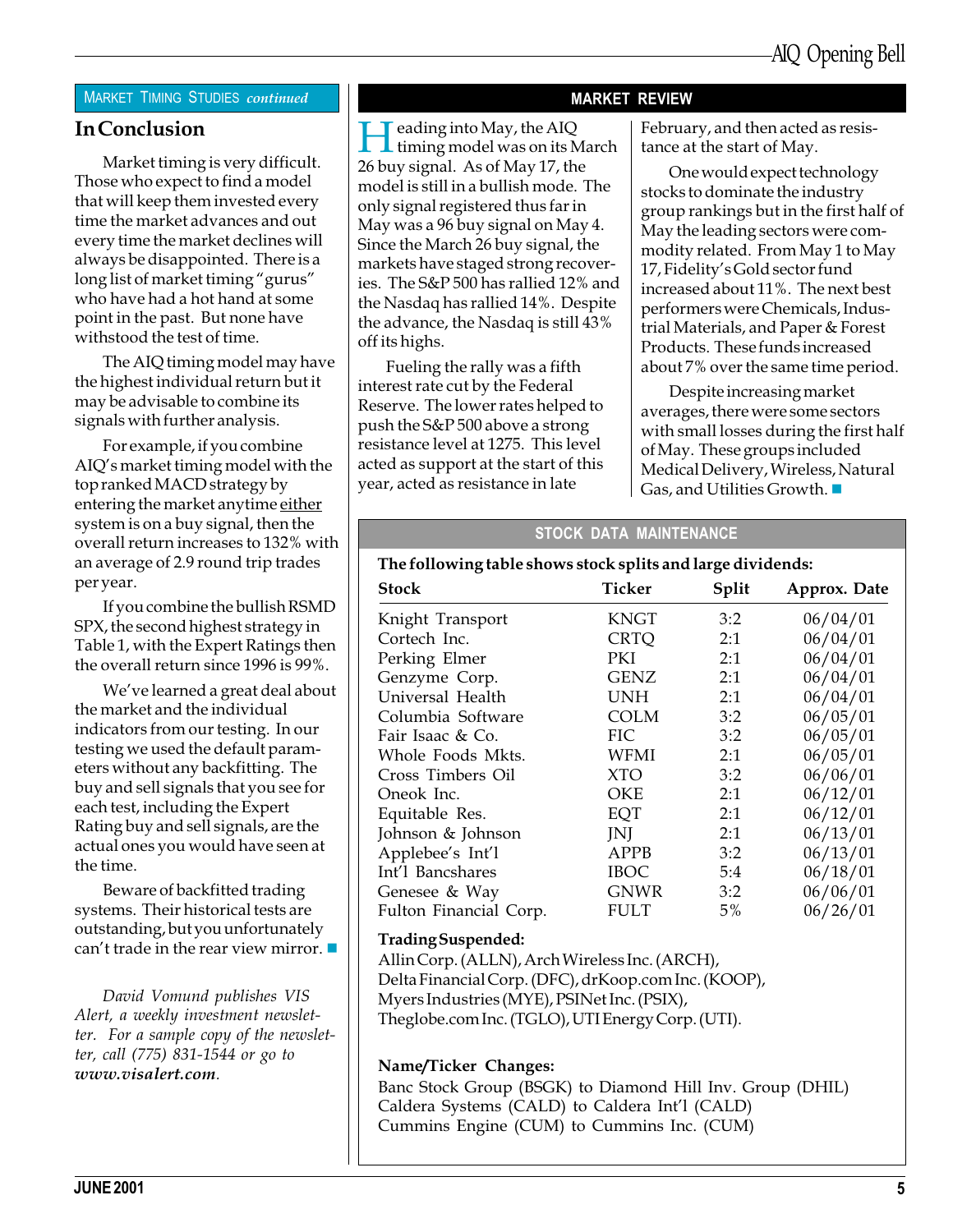MARKET TIMING STUDIES *continued*

## In Conclusion

Market timing is very difficult. Those who expect to find a model that will keep them invested every time the market advances and out every time the market declines will always be disappointed. There is a long list of market timing "gurus" who have had a hot hand at some point in the past. But none have withstood the test of time.

The AIQ timing model may have the highest individual return but it may be advisable to combine its signals with further analysis.

For example, if you combine AIQ's market timing model with the top ranked MACD strategy by entering the market anytime either system is on a buy signal, then the overall return increases to 132% with an average of 2.9 round trip trades per year.

If you combine the bullish RSMD SPX, the second highest strategy in Table 1, with the Expert Ratings then the overall return since 1996 is 99%.

We've learned a great deal about the market and the individual indicators from our testing. In our testing we used the default parameters without any backfitting. The buy and sell signals that you see for each test, including the Expert Rating buy and sell signals, are the actual ones you would have seen at the time.

Beware of backfitted trading systems. Their historical tests are outstanding, but you unfortunately can't trade in the rear view mirror. ■

*David Vomund publishes VIS Alert, a weekly investment newsletter. For a sample copy of the newsletter, call (775) 831-1544 or go to* ***www.visalert.com****.*

## MARKET REVIEW

Heading into May, the AIQ timing model was on its March 26 buy signal. As of May 17, the model is still in a bullish mode. The only signal registered thus far in May was a 96 buy signal on May 4. Since the March 26 buy signal, the markets have staged strong recoveries. The S&P 500 has rallied 12% and the Nasdaq has rallied 14%. Despite the advance, the Nasdaq is still 43% off its highs.

Fueling the rally was a fifth interest rate cut by the Federal Reserve. The lower rates helped to push the S&P 500 above a strong resistance level at 1275. This level acted as support at the start of this year, acted as resistance in late February, and then acted as resistance at the start of May.

One would expect technology stocks to dominate the industry group rankings but in the first half of May the leading sectors were commodity related. From May 1 to May 17, Fidelity's Gold sector fund increased about 11%. The next best performers were Chemicals, Industrial Materials, and Paper & Forest Products. These funds increased about 7% over the same time period.

Despite increasing market averages, there were some sectors with small losses during the first half of May. These groups included Medical Delivery, Wireless, Natural Gas, and Utilities Growth. ■

## STOCK DATA MAINTENANCE

**The following table shows stock splits and large dividends:**

| Stock | Ticker | Split | Approx. Date |
|---|---|---|---|
| Knight Transport | KNGT | 3:2 | 06/04/01 |
| Cortech Inc. | CRTQ | 2:1 | 06/04/01 |
| Perking Elmer | PKI | 2:1 | 06/04/01 |
| Genzyme Corp. | GENZ | 2:1 | 06/04/01 |
| Universal Health | UNH | 2:1 | 06/04/01 |
| Columbia Software | COLM | 3:2 | 06/05/01 |
| Fair Isaac & Co. | FIC | 3:2 | 06/05/01 |
| Whole Foods Mkts. | WFMI | 2:1 | 06/05/01 |
| Cross Timbers Oil | XTO | 3:2 | 06/06/01 |
| Oneok Inc. | OKE | 2:1 | 06/12/01 |
| Equitable Res. | EQT | 2:1 | 06/12/01 |
| Johnson & Johnson | JNJ | 2:1 | 06/13/01 |
| Applebee's Int'l | APPB | 3:2 | 06/13/01 |
| Int'l Bancshares | IBOC | 5:4 | 06/18/01 |
| Genesee & Way | GNWR | 3:2 | 06/06/01 |
| Fulton Financial Corp. | FULT | 5% | 06/26/01 |

**Trading Suspended:**

Allin Corp. (ALLN), Arch Wireless Inc. (ARCH), Delta Financial Corp. (DFC), drKoop.com Inc. (KOOP), Myers Industries (MYE), PSINet Inc. (PSIX), Theglobe.com Inc. (TGLO), UTI Energy Corp. (UTI).

**Name/Ticker Changes:**

Banc Stock Group (BSGK) to Diamond Hill Inv. Group (DHIL)
Caldera Systems (CALD) to Caldera Int'l (CALD)
Cummins Engine (CUM) to Cummins Inc. (CUM)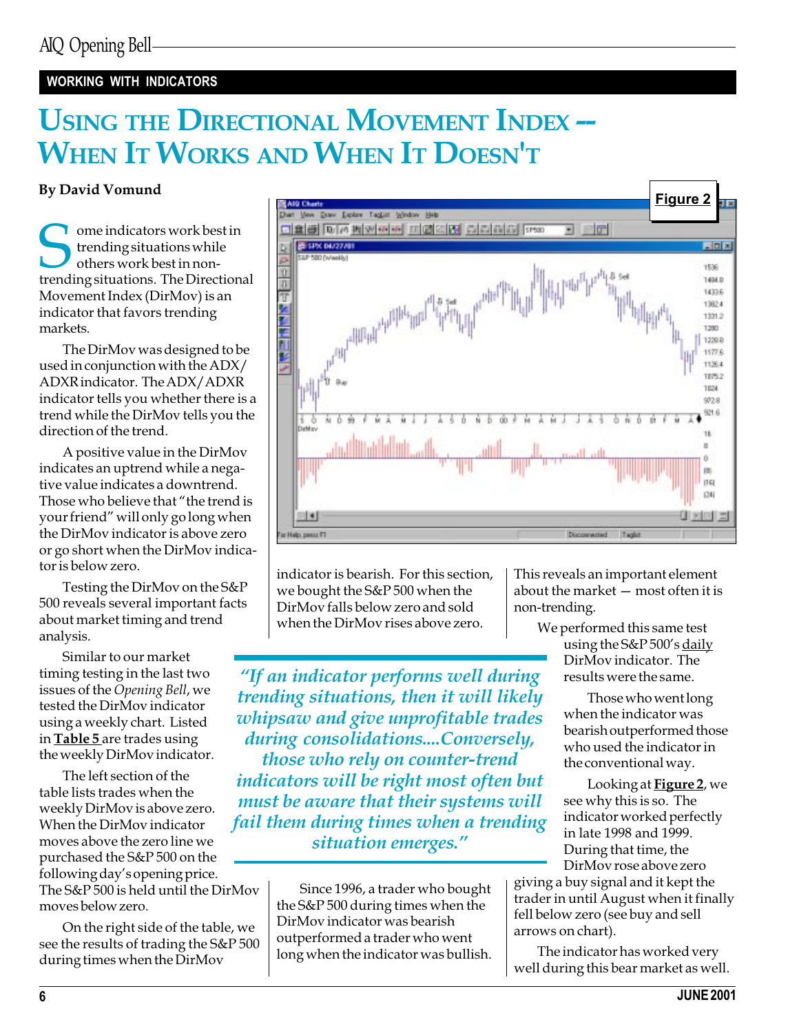WORKING WITH INDICATORS

# USING THE DIRECTIONAL MOVEMENT INDEX -- WHEN IT WORKS AND WHEN IT DOESN'T

**By David Vomund**

Some indicators work best in trending situations while others work best in non-trending situations. The Directional Movement Index (DirMov) is an indicator that favors trending markets.

The DirMov was designed to be used in conjunction with the ADX/ADXR indicator. The ADX/ADXR indicator tells you whether there is a trend while the DirMov tells you the direction of the trend.

A positive value in the DirMov indicates an uptrend while a negative value indicates a downtrend. Those who believe that "the trend is your friend" will only go long when the DirMov indicator is above zero or go short when the DirMov indicator is below zero.

Testing the DirMov on the S&P 500 reveals several important facts about market timing and trend analysis.

Similar to our market timing testing in the last two issues of the *Opening Bell*, we tested the DirMov indicator using a weekly chart. Listed in **Table 5** are trades using the weekly DirMov indicator.

The left section of the table lists trades when the weekly DirMov is above zero. When the DirMov indicator moves above the zero line we purchased the S&P 500 on the following day's opening price. The S&P 500 is held until the DirMov moves below zero.

On the right side of the table, we see the results of trading the S&P 500 during times when the DirMov indicator is bearish. For this section, we bought the S&P 500 when the DirMov falls below zero and sold when the DirMov rises above zero.

Figure 2

> *"If an indicator performs well during trending situations, then it will likely whipsaw and give unprofitable trades during consolidations....Conversely, those who rely on counter-trend indicators will be right most often but must be aware that their systems will fail them during times when a trending situation emerges."*

Since 1996, a trader who bought the S&P 500 during times when the DirMov indicator was bearish outperformed a trader who went long when the indicator was bullish.

This reveals an important element about the market — most often it is non-trending.

We performed this same test using the S&P 500's daily DirMov indicator. The results were the same.

Those who went long when the indicator was bearish outperformed those who used the indicator in the conventional way.

Looking at **Figure 2**, we see why this is so. The indicator worked perfectly in late 1998 and 1999. During that time, the DirMov rose above zero giving a buy signal and it kept the trader in until August when it finally fell below zero (see buy and sell arrows on chart).

The indicator has worked very well during this bear market as well.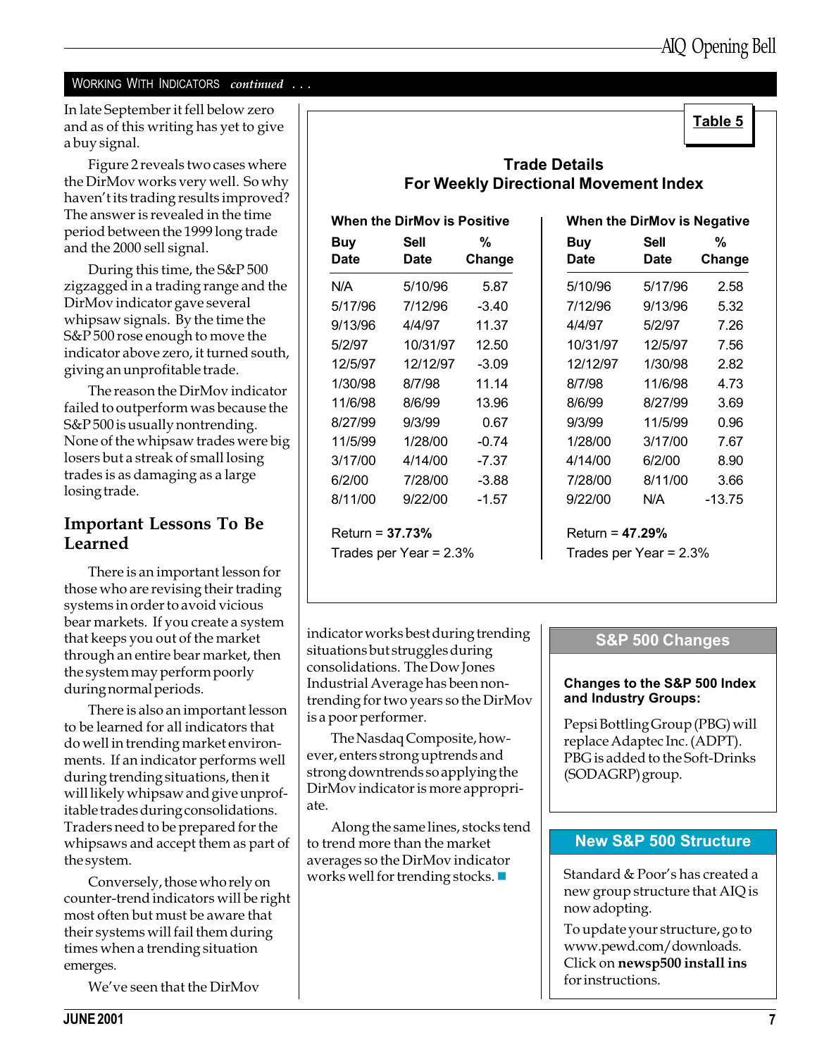## WORKING WITH INDICATORS *continued* . . .

In late September it fell below zero and as of this writing has yet to give a buy signal.

Figure 2 reveals two cases where the DirMov works very well. So why haven't its trading results improved? The answer is revealed in the time period between the 1999 long trade and the 2000 sell signal.

During this time, the S&P 500 zigzagged in a trading range and the DirMov indicator gave several whipsaw signals. By the time the S&P 500 rose enough to move the indicator above zero, it turned south, giving an unprofitable trade.

The reason the DirMov indicator failed to outperform was because the S&P 500 is usually nontrending. None of the whipsaw trades were big losers but a streak of small losing trades is as damaging as a large losing trade.

### Important Lessons To Be Learned

There is an important lesson for those who are revising their trading systems in order to avoid vicious bear markets. If you create a system that keeps you out of the market through an entire bear market, then the system may perform poorly during normal periods.

There is also an important lesson to be learned for all indicators that do well in trending market environments. If an indicator performs well during trending situations, then it will likely whipsaw and give unprofitable trades during consolidations. Traders need to be prepared for the whipsaws and accept them as part of the system.

Conversely, those who rely on counter-trend indicators will be right most often but must be aware that their systems will fail them during times when a trending situation emerges.

We've seen that the DirMov indicator works best during trending situations but struggles during consolidations. The Dow Jones Industrial Average has been non-trending for two years so the DirMov is a poor performer.

The Nasdaq Composite, however, enters strong uptrends and strong downtrends so applying the DirMov indicator is more appropriate.

Along the same lines, stocks tend to trend more than the market averages so the DirMov indicator works well for trending stocks. ■

**Table 5**

**Trade Details**
**For Weekly Directional Movement Index**

| When the DirMov is Positive | | | When the DirMov is Negative | | |
|---|---|---|---|---|---|
| **Buy Date** | **Sell Date** | **% Change** | **Buy Date** | **Sell Date** | **% Change** |
| N/A | 5/10/96 | 5.87 | 5/10/96 | 5/17/96 | 2.58 |
| 5/17/96 | 7/12/96 | -3.40 | 7/12/96 | 9/13/96 | 5.32 |
| 9/13/96 | 4/4/97 | 11.37 | 4/4/97 | 5/2/97 | 7.26 |
| 5/2/97 | 10/31/97 | 12.50 | 10/31/97 | 12/5/97 | 7.56 |
| 12/5/97 | 12/12/97 | -3.09 | 12/12/97 | 1/30/98 | 2.82 |
| 1/30/98 | 8/7/98 | 11.14 | 8/7/98 | 11/6/98 | 4.73 |
| 11/6/98 | 8/6/99 | 13.96 | 8/6/99 | 8/27/99 | 3.69 |
| 8/27/99 | 9/3/99 | 0.67 | 9/3/99 | 11/5/99 | 0.96 |
| 11/5/99 | 1/28/00 | -0.74 | 1/28/00 | 3/17/00 | 7.67 |
| 3/17/00 | 4/14/00 | -7.37 | 4/14/00 | 6/2/00 | 8.90 |
| 6/2/00 | 7/28/00 | -3.88 | 7/28/00 | 8/11/00 | 3.66 |
| 8/11/00 | 9/22/00 | -1.57 | 9/22/00 | N/A | -13.75 |

Return = **37.73%**
Trades per Year = 2.3%

Return = **47.29%**
Trades per Year = 2.3%

### S&P 500 Changes

**Changes to the S&P 500 Index and Industry Groups:**

Pepsi Bottling Group (PBG) will replace Adaptec Inc. (ADPT). PBG is added to the Soft-Drinks (SODAGRP) group.

### New S&P 500 Structure

Standard & Poor's has created a new group structure that AIQ is now adopting.

To update your structure, go to www.pewd.com/downloads. Click on **newsp500 install ins** for instructions.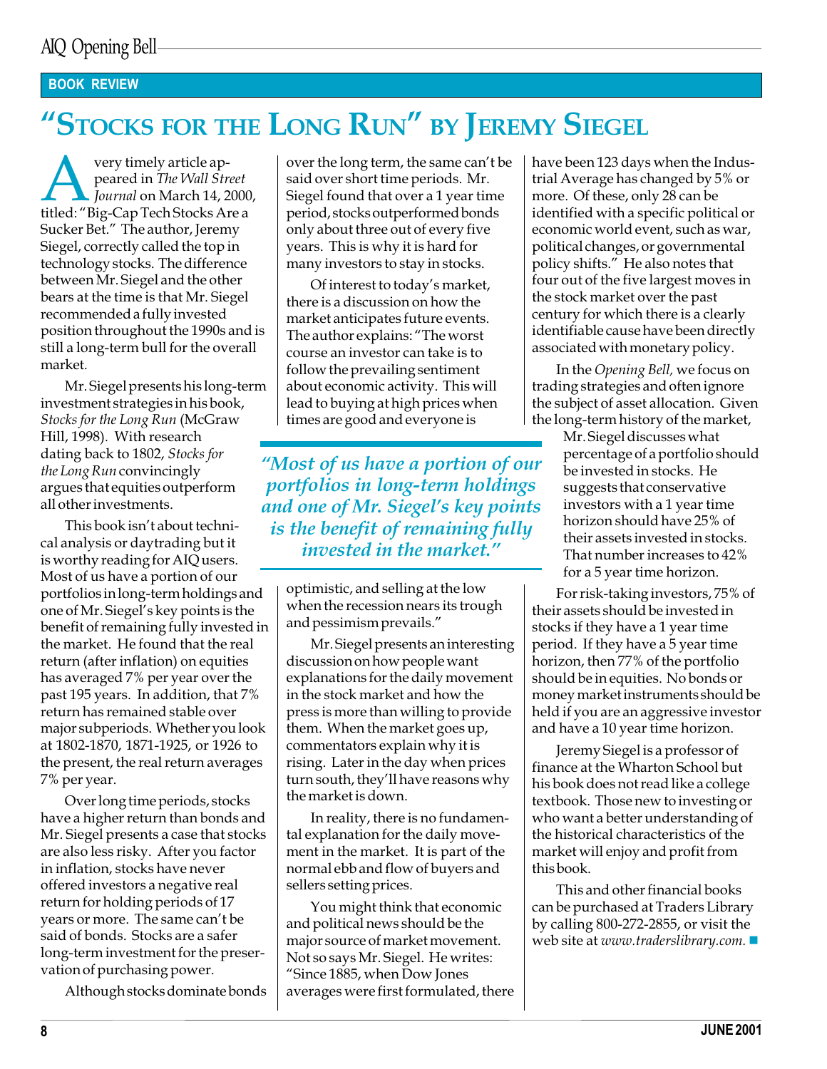**BOOK REVIEW**

# "Stocks for the Long Run" by Jeremy Siegel

A very timely article appeared in *The Wall Street Journal* on March 14, 2000, titled: "Big-Cap Tech Stocks Are a Sucker Bet." The author, Jeremy Siegel, correctly called the top in technology stocks. The difference between Mr. Siegel and the other bears at the time is that Mr. Siegel recommended a fully invested position throughout the 1990s and is still a long-term bull for the overall market.

Mr. Siegel presents his long-term investment strategies in his book, *Stocks for the Long Run* (McGraw Hill, 1998). With research dating back to 1802, *Stocks for the Long Run* convincingly argues that equities outperform all other investments.

This book isn't about technical analysis or daytrading but it is worthy reading for AIQ users. Most of us have a portion of our portfolios in long-term holdings and one of Mr. Siegel's key points is the benefit of remaining fully invested in the market. He found that the real return (after inflation) on equities has averaged 7% per year over the past 195 years. In addition, that 7% return has remained stable over major subperiods. Whether you look at 1802-1870, 1871-1925, or 1926 to the present, the real return averages 7% per year.

Over long time periods, stocks have a higher return than bonds and Mr. Siegel presents a case that stocks are also less risky. After you factor in inflation, stocks have never offered investors a negative real return for holding periods of 17 years or more. The same can't be said of bonds. Stocks are a safer long-term investment for the preservation of purchasing power.

Although stocks dominate bonds over the long term, the same can't be said over short time periods. Mr. Siegel found that over a 1 year time period, stocks outperformed bonds only about three out of every five years. This is why it is hard for many investors to stay in stocks.

Of interest to today's market, there is a discussion on how the market anticipates future events. The author explains: "The worst course an investor can take is to follow the prevailing sentiment about economic activity. This will lead to buying at high prices when times are good and everyone is optimistic, and selling at the low when the recession nears its trough and pessimism prevails."

> *"Most of us have a portion of our portfolios in long-term holdings and one of Mr. Siegel's key points is the benefit of remaining fully invested in the market."*

Mr. Siegel presents an interesting discussion on how people want explanations for the daily movement in the stock market and how the press is more than willing to provide them. When the market goes up, commentators explain why it is rising. Later in the day when prices turn south, they'll have reasons why the market is down.

In reality, there is no fundamental explanation for the daily movement in the market. It is part of the normal ebb and flow of buyers and sellers setting prices.

You might think that economic and political news should be the major source of market movement. Not so says Mr. Siegel. He writes: "Since 1885, when Dow Jones averages were first formulated, there have been 123 days when the Industrial Average has changed by 5% or more. Of these, only 28 can be identified with a specific political or economic world event, such as war, political changes, or governmental policy shifts." He also notes that four out of the five largest moves in the stock market over the past century for which there is a clearly identifiable cause have been directly associated with monetary policy.

In the *Opening Bell,* we focus on trading strategies and often ignore the subject of asset allocation. Given the long-term history of the market, Mr. Siegel discusses what percentage of a portfolio should be invested in stocks. He suggests that conservative investors with a 1 year time horizon should have 25% of their assets invested in stocks. That number increases to 42% for a 5 year time horizon.

For risk-taking investors, 75% of their assets should be invested in stocks if they have a 1 year time period. If they have a 5 year time horizon, then 77% of the portfolio should be in equities. No bonds or money market instruments should be held if you are an aggressive investor and have a 10 year time horizon.

Jeremy Siegel is a professor of finance at the Wharton School but his book does not read like a college textbook. Those new to investing or who want a better understanding of the historical characteristics of the market will enjoy and profit from this book.

This and other financial books can be purchased at Traders Library by calling 800-272-2855, or visit the web site at *www.traderslibrary.com.* ■